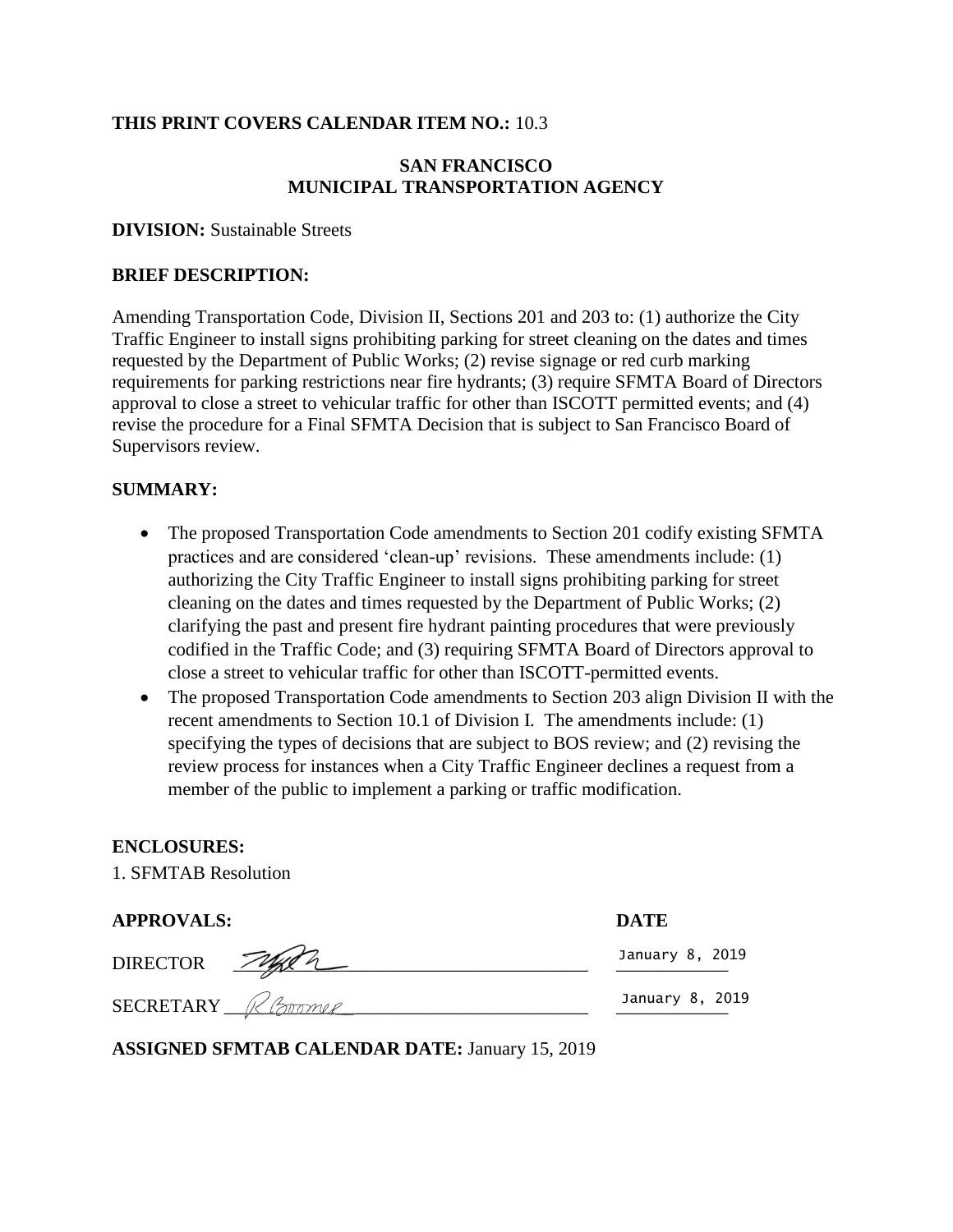**THIS PRINT COVERS CALENDAR ITEM NO.:** 10.3

**SAN FRANCISCO**
**MUNICIPAL TRANSPORTATION AGENCY**

**DIVISION:** Sustainable Streets

**BRIEF DESCRIPTION:**

Amending Transportation Code, Division II, Sections 201 and 203 to: (1) authorize the City Traffic Engineer to install signs prohibiting parking for street cleaning on the dates and times requested by the Department of Public Works; (2) revise signage or red curb marking requirements for parking restrictions near fire hydrants; (3) require SFMTA Board of Directors approval to close a street to vehicular traffic for other than ISCOTT permitted events; and (4) revise the procedure for a Final SFMTA Decision that is subject to San Francisco Board of Supervisors review.

**SUMMARY:**

- The proposed Transportation Code amendments to Section 201 codify existing SFMTA practices and are considered 'clean-up' revisions. These amendments include: (1) authorizing the City Traffic Engineer to install signs prohibiting parking for street cleaning on the dates and times requested by the Department of Public Works; (2) clarifying the past and present fire hydrant painting procedures that were previously codified in the Traffic Code; and (3) requiring SFMTA Board of Directors approval to close a street to vehicular traffic for other than ISCOTT-permitted events.
- The proposed Transportation Code amendments to Section 203 align Division II with the recent amendments to Section 10.1 of Division I. The amendments include: (1) specifying the types of decisions that are subject to BOS review; and (2) revising the review process for instances when a City Traffic Engineer declines a request from a member of the public to implement a parking or traffic modification.

**ENCLOSURES:**

1. SFMTAB Resolution

| **APPROVALS:** | | **DATE** |
|---|---|---|
| DIRECTOR | [signature] | January 8, 2019 |
| SECRETARY | R.Boomer | January 8, 2019 |

**ASSIGNED SFMTAB CALENDAR DATE:** January 15, 2019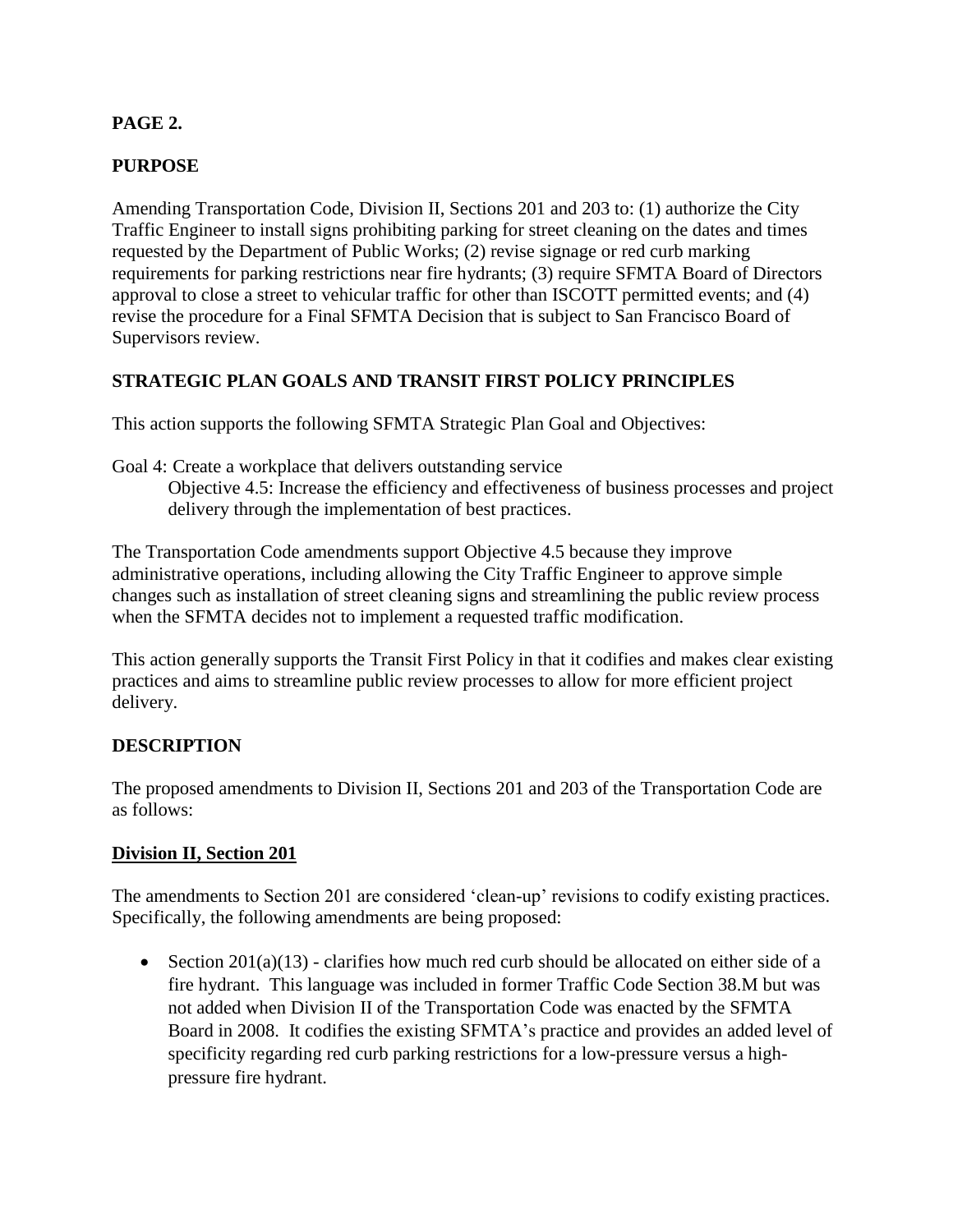**PAGE 2.**

## PURPOSE

Amending Transportation Code, Division II, Sections 201 and 203 to: (1) authorize the City Traffic Engineer to install signs prohibiting parking for street cleaning on the dates and times requested by the Department of Public Works; (2) revise signage or red curb marking requirements for parking restrictions near fire hydrants; (3) require SFMTA Board of Directors approval to close a street to vehicular traffic for other than ISCOTT permitted events; and (4) revise the procedure for a Final SFMTA Decision that is subject to San Francisco Board of Supervisors review.

## STRATEGIC PLAN GOALS AND TRANSIT FIRST POLICY PRINCIPLES

This action supports the following SFMTA Strategic Plan Goal and Objectives:

Goal 4: Create a workplace that delivers outstanding service
Objective 4.5: Increase the efficiency and effectiveness of business processes and project delivery through the implementation of best practices.

The Transportation Code amendments support Objective 4.5 because they improve administrative operations, including allowing the City Traffic Engineer to approve simple changes such as installation of street cleaning signs and streamlining the public review process when the SFMTA decides not to implement a requested traffic modification.

This action generally supports the Transit First Policy in that it codifies and makes clear existing practices and aims to streamline public review processes to allow for more efficient project delivery.

## DESCRIPTION

The proposed amendments to Division II, Sections 201 and 203 of the Transportation Code are as follows:

### Division II, Section 201

The amendments to Section 201 are considered 'clean-up' revisions to codify existing practices. Specifically, the following amendments are being proposed:

- Section 201(a)(13) - clarifies how much red curb should be allocated on either side of a fire hydrant. This language was included in former Traffic Code Section 38.M but was not added when Division II of the Transportation Code was enacted by the SFMTA Board in 2008. It codifies the existing SFMTA's practice and provides an added level of specificity regarding red curb parking restrictions for a low-pressure versus a high-pressure fire hydrant.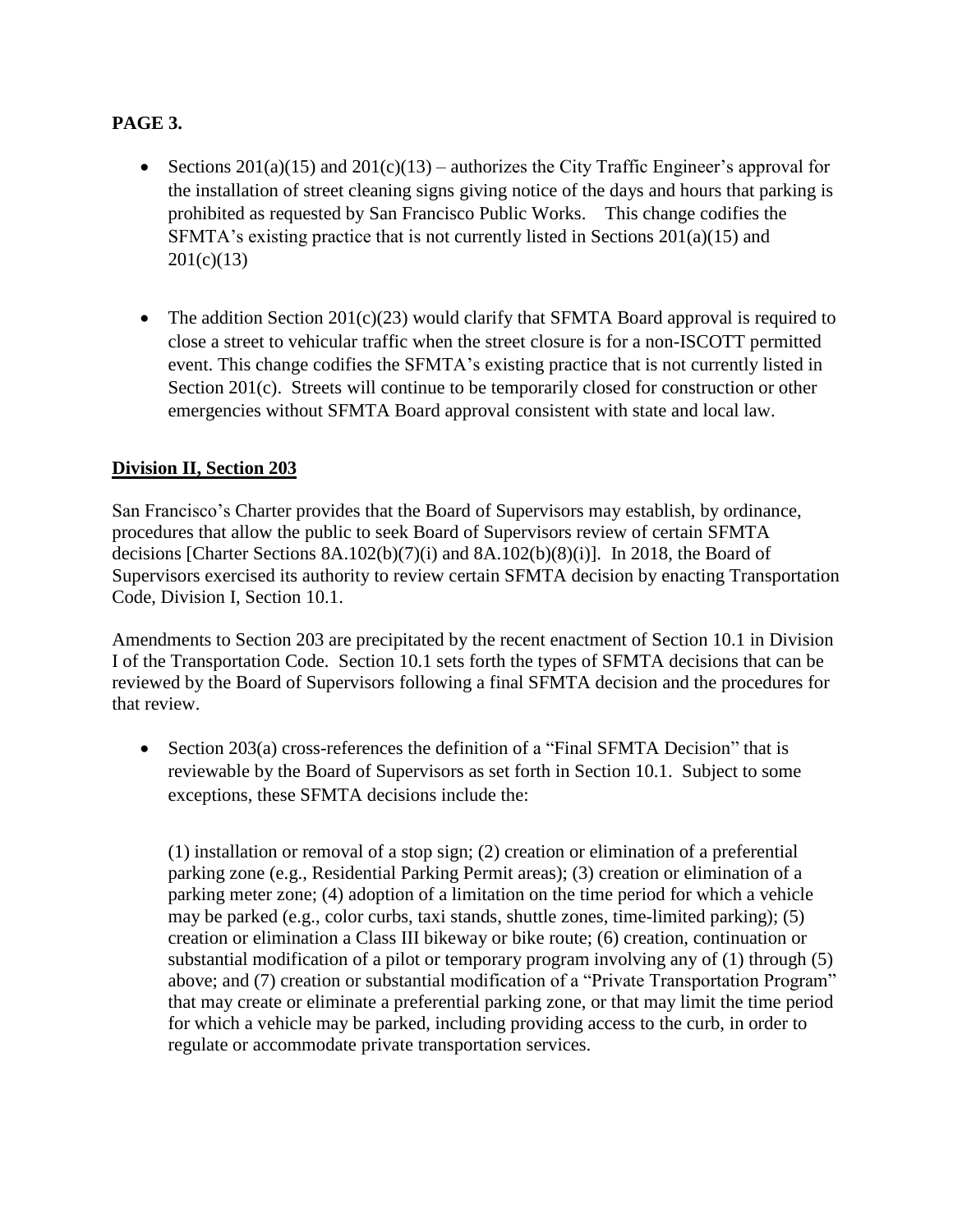**PAGE 3.**

- Sections 201(a)(15) and 201(c)(13) – authorizes the City Traffic Engineer's approval for the installation of street cleaning signs giving notice of the days and hours that parking is prohibited as requested by San Francisco Public Works. This change codifies the SFMTA's existing practice that is not currently listed in Sections 201(a)(15) and 201(c)(13)

- The addition Section 201(c)(23) would clarify that SFMTA Board approval is required to close a street to vehicular traffic when the street closure is for a non-ISCOTT permitted event. This change codifies the SFMTA's existing practice that is not currently listed in Section 201(c). Streets will continue to be temporarily closed for construction or other emergencies without SFMTA Board approval consistent with state and local law.

**Division II, Section 203**

San Francisco's Charter provides that the Board of Supervisors may establish, by ordinance, procedures that allow the public to seek Board of Supervisors review of certain SFMTA decisions [Charter Sections 8A.102(b)(7)(i) and 8A.102(b)(8)(i)]. In 2018, the Board of Supervisors exercised its authority to review certain SFMTA decision by enacting Transportation Code, Division I, Section 10.1.

Amendments to Section 203 are precipitated by the recent enactment of Section 10.1 in Division I of the Transportation Code. Section 10.1 sets forth the types of SFMTA decisions that can be reviewed by the Board of Supervisors following a final SFMTA decision and the procedures for that review.

- Section 203(a) cross-references the definition of a "Final SFMTA Decision" that is reviewable by the Board of Supervisors as set forth in Section 10.1. Subject to some exceptions, these SFMTA decisions include the:

  (1) installation or removal of a stop sign; (2) creation or elimination of a preferential parking zone (e.g., Residential Parking Permit areas); (3) creation or elimination of a parking meter zone; (4) adoption of a limitation on the time period for which a vehicle may be parked (e.g., color curbs, taxi stands, shuttle zones, time-limited parking); (5) creation or elimination a Class III bikeway or bike route; (6) creation, continuation or substantial modification of a pilot or temporary program involving any of (1) through (5) above; and (7) creation or substantial modification of a "Private Transportation Program" that may create or eliminate a preferential parking zone, or that may limit the time period for which a vehicle may be parked, including providing access to the curb, in order to regulate or accommodate private transportation services.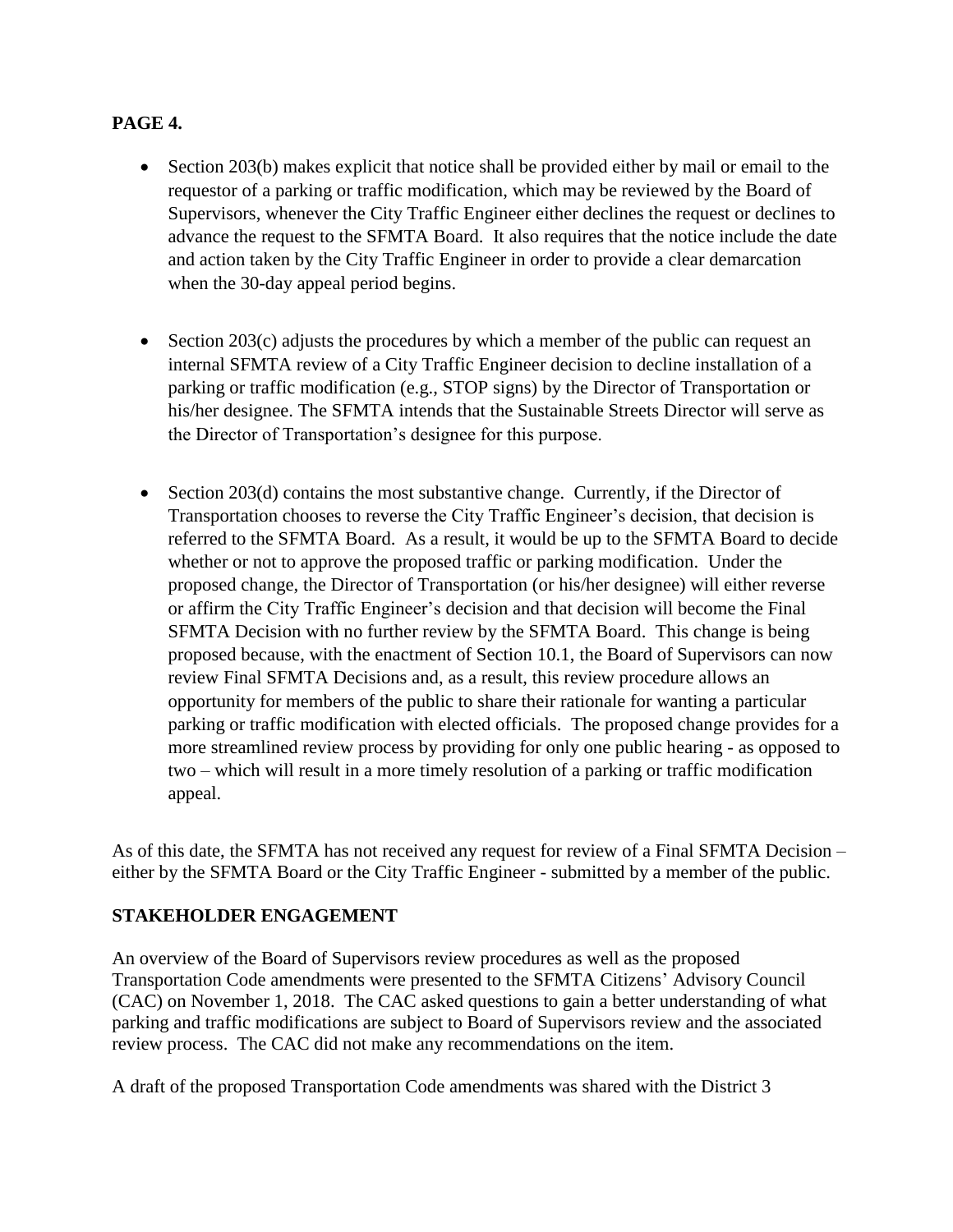**PAGE 4.**

- Section 203(b) makes explicit that notice shall be provided either by mail or email to the requestor of a parking or traffic modification, which may be reviewed by the Board of Supervisors, whenever the City Traffic Engineer either declines the request or declines to advance the request to the SFMTA Board. It also requires that the notice include the date and action taken by the City Traffic Engineer in order to provide a clear demarcation when the 30-day appeal period begins.

- Section 203(c) adjusts the procedures by which a member of the public can request an internal SFMTA review of a City Traffic Engineer decision to decline installation of a parking or traffic modification (e.g., STOP signs) by the Director of Transportation or his/her designee. The SFMTA intends that the Sustainable Streets Director will serve as the Director of Transportation's designee for this purpose.

- Section 203(d) contains the most substantive change. Currently, if the Director of Transportation chooses to reverse the City Traffic Engineer's decision, that decision is referred to the SFMTA Board. As a result, it would be up to the SFMTA Board to decide whether or not to approve the proposed traffic or parking modification. Under the proposed change, the Director of Transportation (or his/her designee) will either reverse or affirm the City Traffic Engineer's decision and that decision will become the Final SFMTA Decision with no further review by the SFMTA Board. This change is being proposed because, with the enactment of Section 10.1, the Board of Supervisors can now review Final SFMTA Decisions and, as a result, this review procedure allows an opportunity for members of the public to share their rationale for wanting a particular parking or traffic modification with elected officials. The proposed change provides for a more streamlined review process by providing for only one public hearing - as opposed to two – which will result in a more timely resolution of a parking or traffic modification appeal.

As of this date, the SFMTA has not received any request for review of a Final SFMTA Decision – either by the SFMTA Board or the City Traffic Engineer - submitted by a member of the public.

**STAKEHOLDER ENGAGEMENT**

An overview of the Board of Supervisors review procedures as well as the proposed Transportation Code amendments were presented to the SFMTA Citizens' Advisory Council (CAC) on November 1, 2018. The CAC asked questions to gain a better understanding of what parking and traffic modifications are subject to Board of Supervisors review and the associated review process. The CAC did not make any recommendations on the item.

A draft of the proposed Transportation Code amendments was shared with the District 3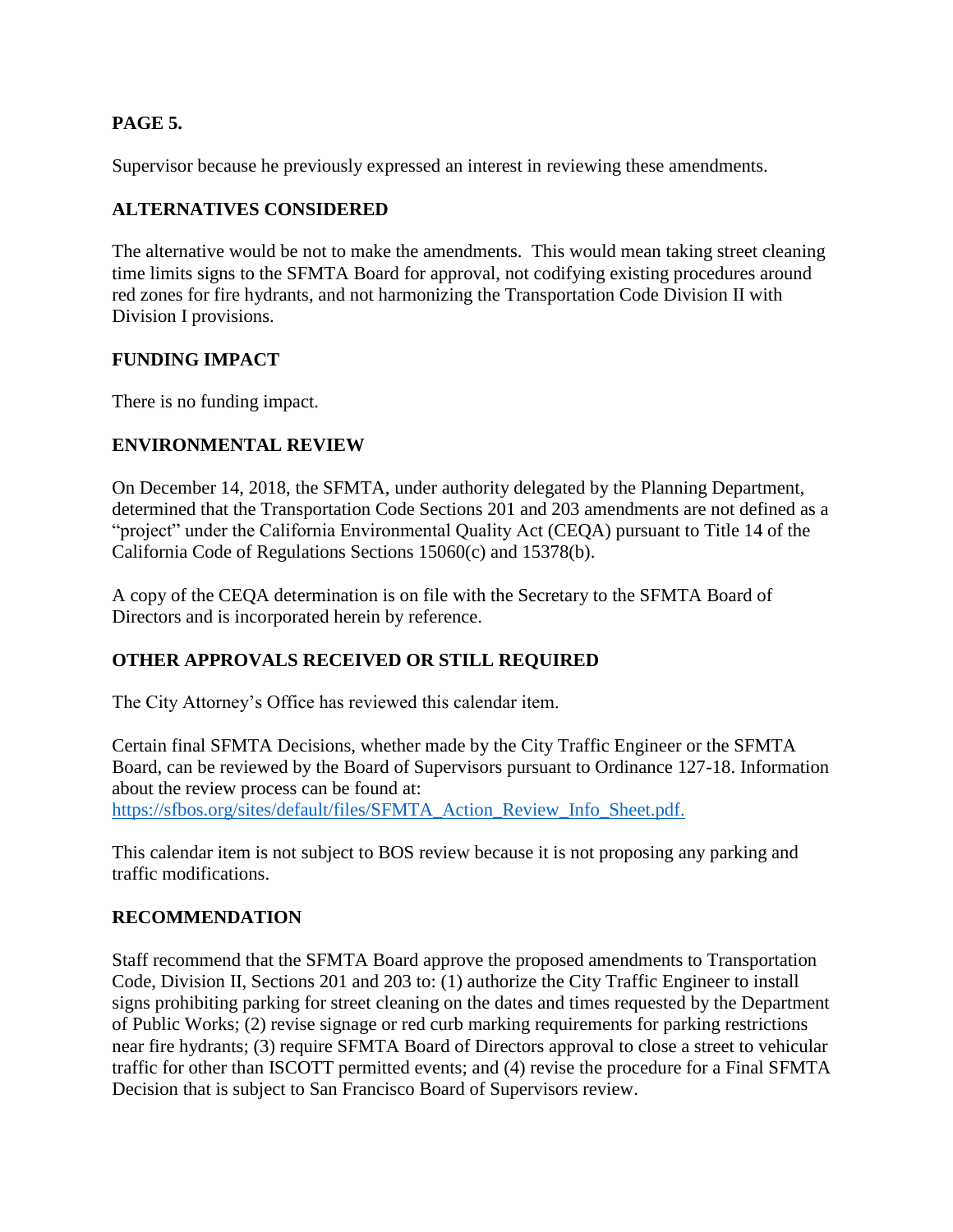Supervisor because he previously expressed an interest in reviewing these amendments.

## ALTERNATIVES CONSIDERED

The alternative would be not to make the amendments. This would mean taking street cleaning time limits signs to the SFMTA Board for approval, not codifying existing procedures around red zones for fire hydrants, and not harmonizing the Transportation Code Division II with Division I provisions.

## FUNDING IMPACT

There is no funding impact.

## ENVIRONMENTAL REVIEW

On December 14, 2018, the SFMTA, under authority delegated by the Planning Department, determined that the Transportation Code Sections 201 and 203 amendments are not defined as a "project" under the California Environmental Quality Act (CEQA) pursuant to Title 14 of the California Code of Regulations Sections 15060(c) and 15378(b).

A copy of the CEQA determination is on file with the Secretary to the SFMTA Board of Directors and is incorporated herein by reference.

## OTHER APPROVALS RECEIVED OR STILL REQUIRED

The City Attorney's Office has reviewed this calendar item.

Certain final SFMTA Decisions, whether made by the City Traffic Engineer or the SFMTA Board, can be reviewed by the Board of Supervisors pursuant to Ordinance 127-18. Information about the review process can be found at:
https://sfbos.org/sites/default/files/SFMTA_Action_Review_Info_Sheet.pdf.

This calendar item is not subject to BOS review because it is not proposing any parking and traffic modifications.

## RECOMMENDATION

Staff recommend that the SFMTA Board approve the proposed amendments to Transportation Code, Division II, Sections 201 and 203 to: (1) authorize the City Traffic Engineer to install signs prohibiting parking for street cleaning on the dates and times requested by the Department of Public Works; (2) revise signage or red curb marking requirements for parking restrictions near fire hydrants; (3) require SFMTA Board of Directors approval to close a street to vehicular traffic for other than ISCOTT permitted events; and (4) revise the procedure for a Final SFMTA Decision that is subject to San Francisco Board of Supervisors review.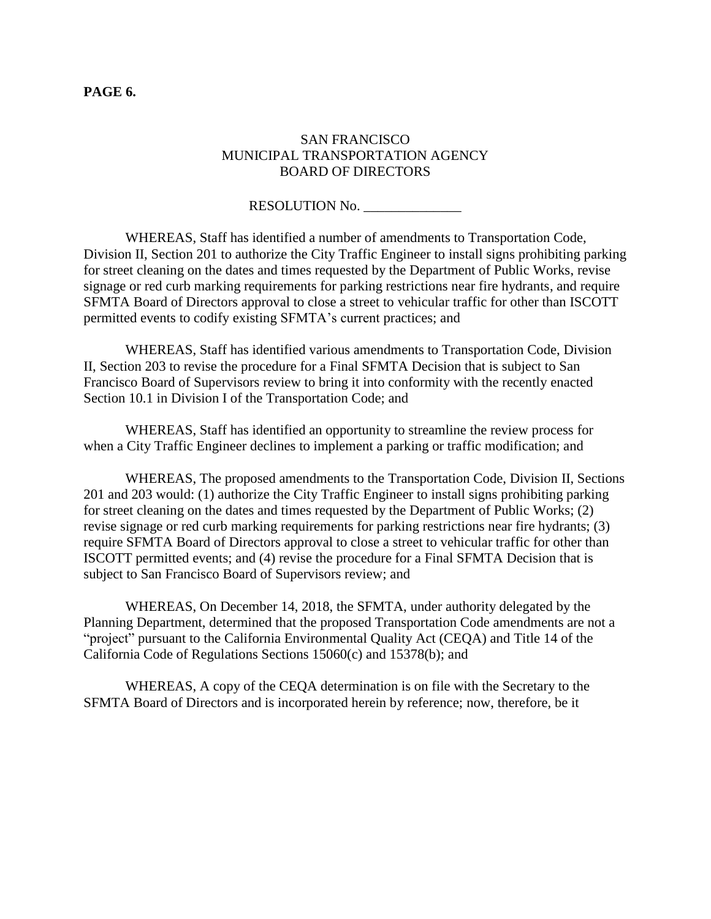**PAGE 6.**

SAN FRANCISCO
MUNICIPAL TRANSPORTATION AGENCY
BOARD OF DIRECTORS

RESOLUTION No. ______________

WHEREAS, Staff has identified a number of amendments to Transportation Code, Division II, Section 201 to authorize the City Traffic Engineer to install signs prohibiting parking for street cleaning on the dates and times requested by the Department of Public Works, revise signage or red curb marking requirements for parking restrictions near fire hydrants, and require SFMTA Board of Directors approval to close a street to vehicular traffic for other than ISCOTT permitted events to codify existing SFMTA's current practices; and

WHEREAS, Staff has identified various amendments to Transportation Code, Division II, Section 203 to revise the procedure for a Final SFMTA Decision that is subject to San Francisco Board of Supervisors review to bring it into conformity with the recently enacted Section 10.1 in Division I of the Transportation Code; and

WHEREAS, Staff has identified an opportunity to streamline the review process for when a City Traffic Engineer declines to implement a parking or traffic modification; and

WHEREAS, The proposed amendments to the Transportation Code, Division II, Sections 201 and 203 would: (1) authorize the City Traffic Engineer to install signs prohibiting parking for street cleaning on the dates and times requested by the Department of Public Works; (2) revise signage or red curb marking requirements for parking restrictions near fire hydrants; (3) require SFMTA Board of Directors approval to close a street to vehicular traffic for other than ISCOTT permitted events; and (4) revise the procedure for a Final SFMTA Decision that is subject to San Francisco Board of Supervisors review; and

WHEREAS, On December 14, 2018, the SFMTA, under authority delegated by the Planning Department, determined that the proposed Transportation Code amendments are not a "project" pursuant to the California Environmental Quality Act (CEQA) and Title 14 of the California Code of Regulations Sections 15060(c) and 15378(b); and

WHEREAS, A copy of the CEQA determination is on file with the Secretary to the SFMTA Board of Directors and is incorporated herein by reference; now, therefore, be it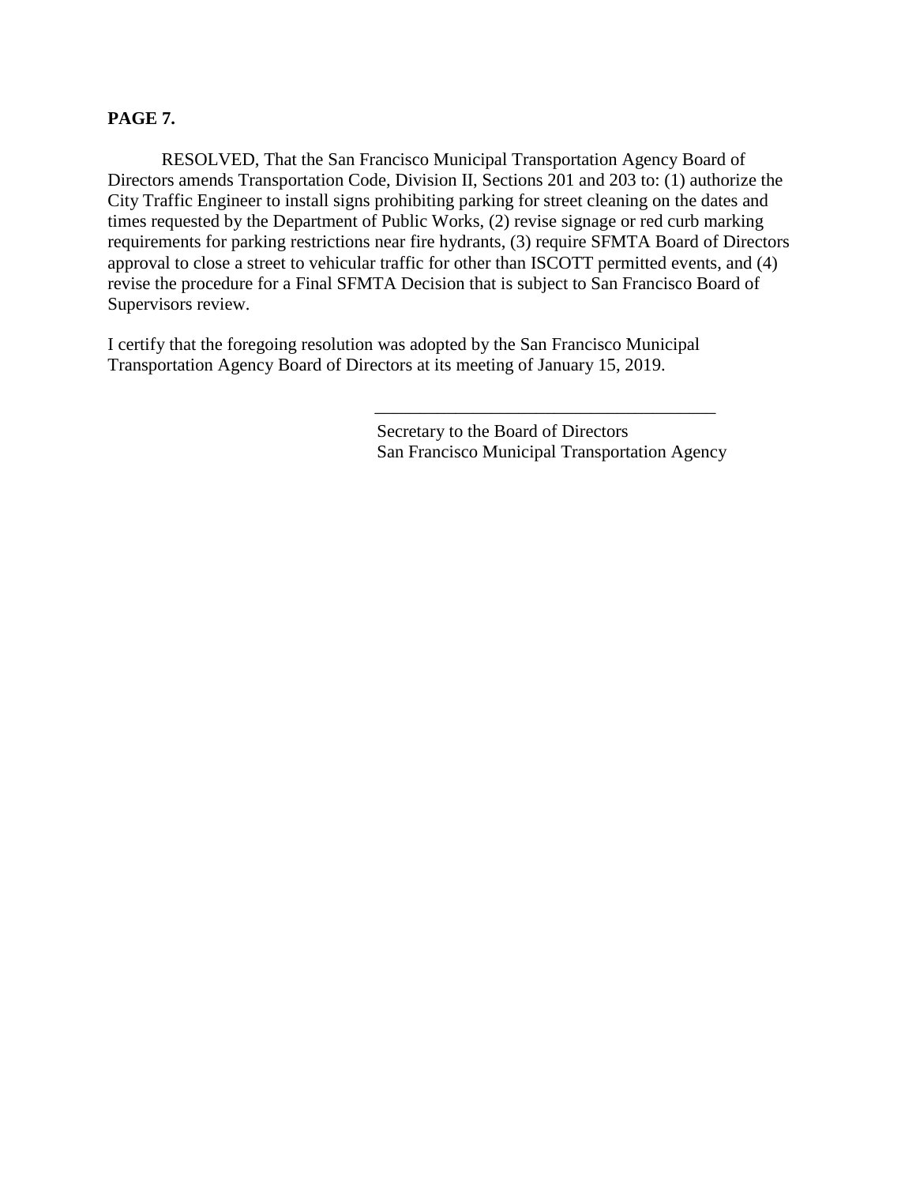**PAGE 7.**

RESOLVED, That the San Francisco Municipal Transportation Agency Board of Directors amends Transportation Code, Division II, Sections 201 and 203 to: (1) authorize the City Traffic Engineer to install signs prohibiting parking for street cleaning on the dates and times requested by the Department of Public Works, (2) revise signage or red curb marking requirements for parking restrictions near fire hydrants, (3) require SFMTA Board of Directors approval to close a street to vehicular traffic for other than ISCOTT permitted events, and (4) revise the procedure for a Final SFMTA Decision that is subject to San Francisco Board of Supervisors review.

I certify that the foregoing resolution was adopted by the San Francisco Municipal Transportation Agency Board of Directors at its meeting of January 15, 2019.

\_\_\_\_\_\_\_\_\_\_\_\_\_\_\_\_\_\_\_\_\_\_\_\_\_\_\_\_\_\_\_\_\_\_\_\_\_\_\_

Secretary to the Board of Directors
San Francisco Municipal Transportation Agency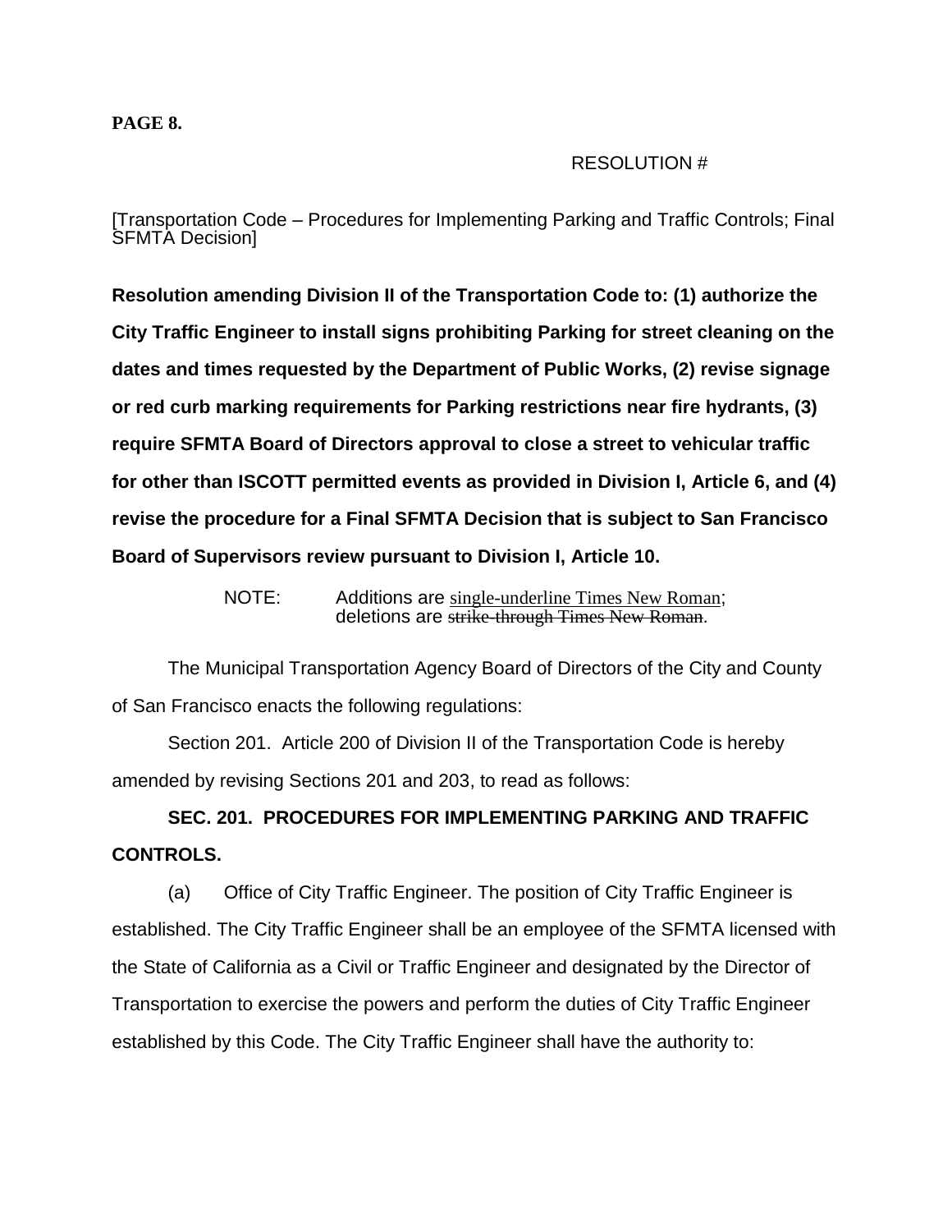RESOLUTION #

[Transportation Code – Procedures for Implementing Parking and Traffic Controls; Final SFMTA Decision]

**Resolution amending Division II of the Transportation Code to: (1) authorize the City Traffic Engineer to install signs prohibiting Parking for street cleaning on the dates and times requested by the Department of Public Works, (2) revise signage or red curb marking requirements for Parking restrictions near fire hydrants, (3) require SFMTA Board of Directors approval to close a street to vehicular traffic for other than ISCOTT permitted events as provided in Division I, Article 6, and (4) revise the procedure for a Final SFMTA Decision that is subject to San Francisco Board of Supervisors review pursuant to Division I, Article 10.**

NOTE: Additions are single-underline Times New Roman; deletions are ~~strike-through Times New Roman~~.

The Municipal Transportation Agency Board of Directors of the City and County of San Francisco enacts the following regulations:

Section 201. Article 200 of Division II of the Transportation Code is hereby amended by revising Sections 201 and 203, to read as follows:

**SEC. 201. PROCEDURES FOR IMPLEMENTING PARKING AND TRAFFIC CONTROLS.**

(a) Office of City Traffic Engineer. The position of City Traffic Engineer is established. The City Traffic Engineer shall be an employee of the SFMTA licensed with the State of California as a Civil or Traffic Engineer and designated by the Director of Transportation to exercise the powers and perform the duties of City Traffic Engineer established by this Code. The City Traffic Engineer shall have the authority to: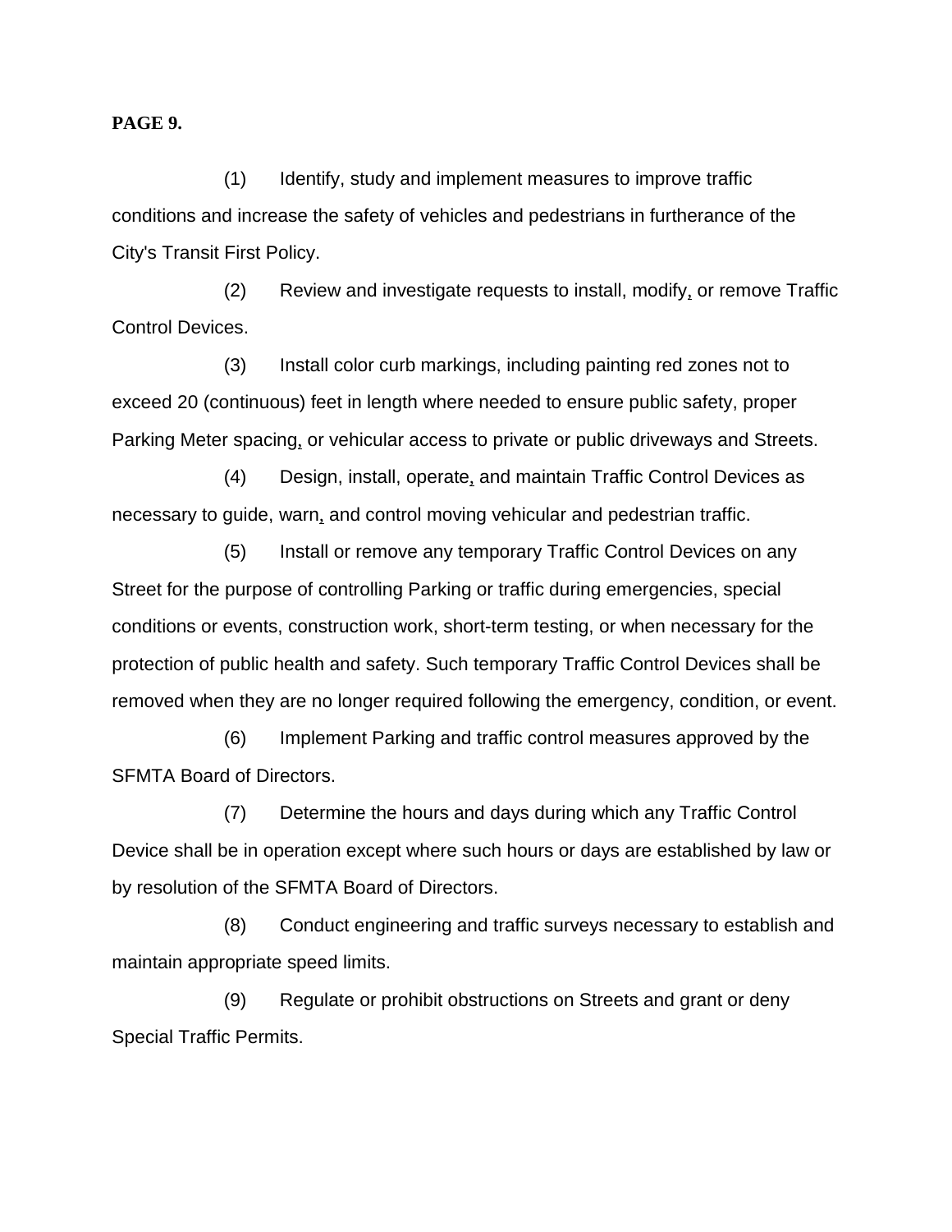**PAGE 9.**

(1) Identify, study and implement measures to improve traffic conditions and increase the safety of vehicles and pedestrians in furtherance of the City's Transit First Policy.

(2) Review and investigate requests to install, modify, or remove Traffic Control Devices.

(3) Install color curb markings, including painting red zones not to exceed 20 (continuous) feet in length where needed to ensure public safety, proper Parking Meter spacing, or vehicular access to private or public driveways and Streets.

(4) Design, install, operate, and maintain Traffic Control Devices as necessary to guide, warn, and control moving vehicular and pedestrian traffic.

(5) Install or remove any temporary Traffic Control Devices on any Street for the purpose of controlling Parking or traffic during emergencies, special conditions or events, construction work, short-term testing, or when necessary for the protection of public health and safety. Such temporary Traffic Control Devices shall be removed when they are no longer required following the emergency, condition, or event.

(6) Implement Parking and traffic control measures approved by the SFMTA Board of Directors.

(7) Determine the hours and days during which any Traffic Control Device shall be in operation except where such hours or days are established by law or by resolution of the SFMTA Board of Directors.

(8) Conduct engineering and traffic surveys necessary to establish and maintain appropriate speed limits.

(9) Regulate or prohibit obstructions on Streets and grant or deny Special Traffic Permits.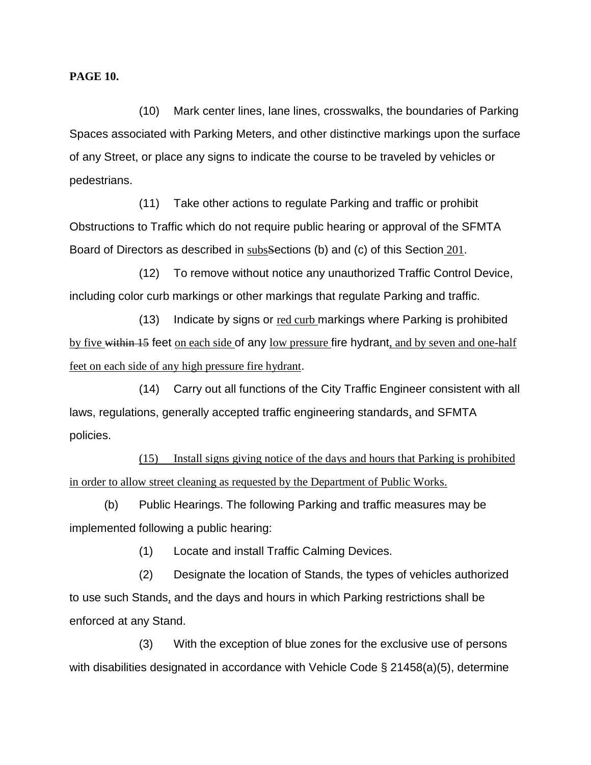(10) Mark center lines, lane lines, crosswalks, the boundaries of Parking Spaces associated with Parking Meters, and other distinctive markings upon the surface of any Street, or place any signs to indicate the course to be traveled by vehicles or pedestrians.

(11) Take other actions to regulate Parking and traffic or prohibit Obstructions to Traffic which do not require public hearing or approval of the SFMTA Board of Directors as described in <u>subs</u>~~S~~ections (b) and (c) of this Section<u> 201</u>.

(12) To remove without notice any unauthorized Traffic Control Device, including color curb markings or other markings that regulate Parking and traffic.

(13) Indicate by signs or <u>red curb </u>markings where Parking is prohibited <u>by five </u>~~within 15~~ feet <u>on each side </u>of any <u>low pressure </u>fire hydrant<u>, and by seven and one-half feet on each side of any high pressure fire hydrant</u>.

(14) Carry out all functions of the City Traffic Engineer consistent with all laws, regulations, generally accepted traffic engineering standards<u>,</u> and SFMTA policies.

<u>(15) Install signs giving notice of the days and hours that Parking is prohibited in order to allow street cleaning as requested by the Department of Public Works.</u>

(b) Public Hearings. The following Parking and traffic measures may be implemented following a public hearing:

(1) Locate and install Traffic Calming Devices.

(2) Designate the location of Stands, the types of vehicles authorized to use such Stands<u>,</u> and the days and hours in which Parking restrictions shall be enforced at any Stand.

(3) With the exception of blue zones for the exclusive use of persons with disabilities designated in accordance with Vehicle Code § 21458(a)(5), determine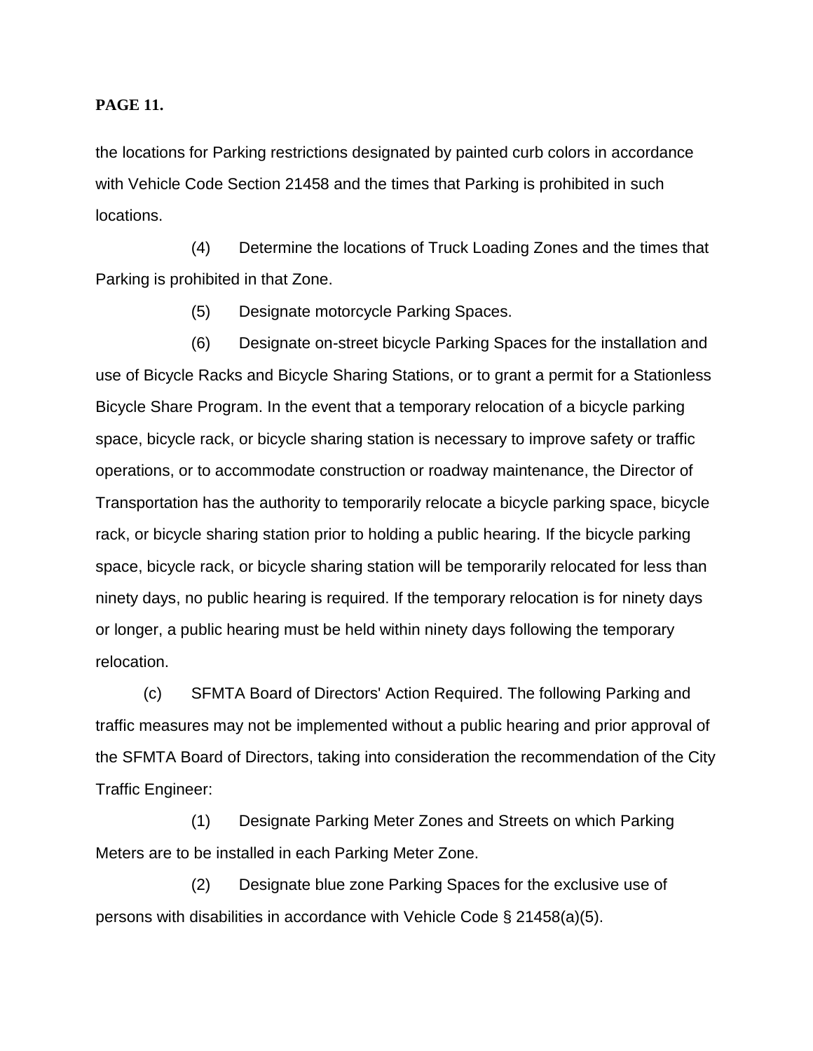the locations for Parking restrictions designated by painted curb colors in accordance with Vehicle Code Section 21458 and the times that Parking is prohibited in such locations.

(4) Determine the locations of Truck Loading Zones and the times that Parking is prohibited in that Zone.

(5) Designate motorcycle Parking Spaces.

(6) Designate on-street bicycle Parking Spaces for the installation and use of Bicycle Racks and Bicycle Sharing Stations, or to grant a permit for a Stationless Bicycle Share Program. In the event that a temporary relocation of a bicycle parking space, bicycle rack, or bicycle sharing station is necessary to improve safety or traffic operations, or to accommodate construction or roadway maintenance, the Director of Transportation has the authority to temporarily relocate a bicycle parking space, bicycle rack, or bicycle sharing station prior to holding a public hearing. If the bicycle parking space, bicycle rack, or bicycle sharing station will be temporarily relocated for less than ninety days, no public hearing is required. If the temporary relocation is for ninety days or longer, a public hearing must be held within ninety days following the temporary relocation.

(c) SFMTA Board of Directors' Action Required. The following Parking and traffic measures may not be implemented without a public hearing and prior approval of the SFMTA Board of Directors, taking into consideration the recommendation of the City Traffic Engineer:

(1) Designate Parking Meter Zones and Streets on which Parking Meters are to be installed in each Parking Meter Zone.

(2) Designate blue zone Parking Spaces for the exclusive use of persons with disabilities in accordance with Vehicle Code § 21458(a)(5).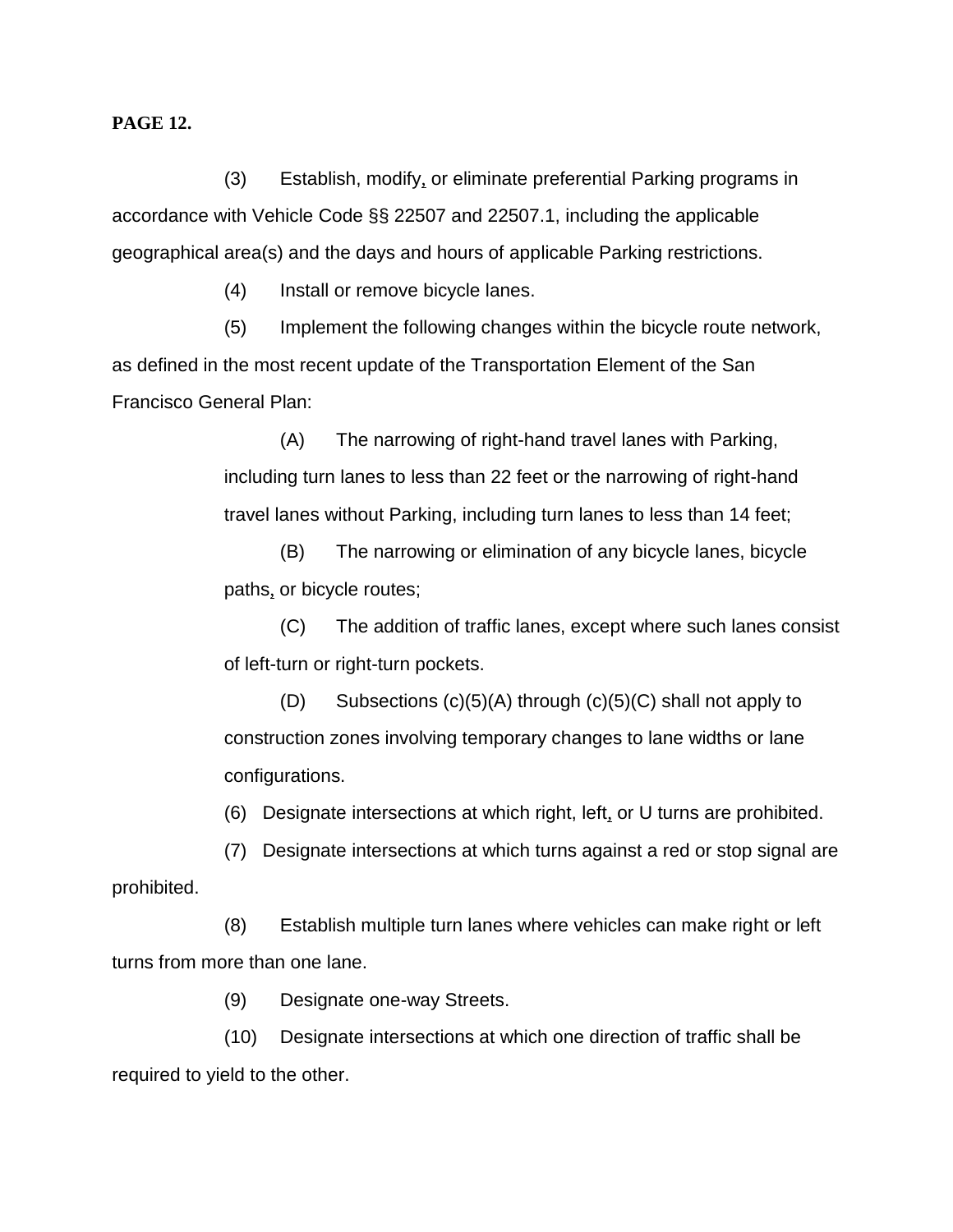**PAGE 12.**

(3) Establish, modify, or eliminate preferential Parking programs in accordance with Vehicle Code §§ 22507 and 22507.1, including the applicable geographical area(s) and the days and hours of applicable Parking restrictions.

(4) Install or remove bicycle lanes.

(5) Implement the following changes within the bicycle route network, as defined in the most recent update of the Transportation Element of the San Francisco General Plan:

> (A) The narrowing of right-hand travel lanes with Parking, including turn lanes to less than 22 feet or the narrowing of right-hand travel lanes without Parking, including turn lanes to less than 14 feet;
>
> (B) The narrowing or elimination of any bicycle lanes, bicycle paths, or bicycle routes;
>
> (C) The addition of traffic lanes, except where such lanes consist of left-turn or right-turn pockets.
>
> (D) Subsections (c)(5)(A) through (c)(5)(C) shall not apply to construction zones involving temporary changes to lane widths or lane configurations.

(6) Designate intersections at which right, left, or U turns are prohibited.

(7) Designate intersections at which turns against a red or stop signal are prohibited.

(8) Establish multiple turn lanes where vehicles can make right or left turns from more than one lane.

(9) Designate one-way Streets.

(10) Designate intersections at which one direction of traffic shall be required to yield to the other.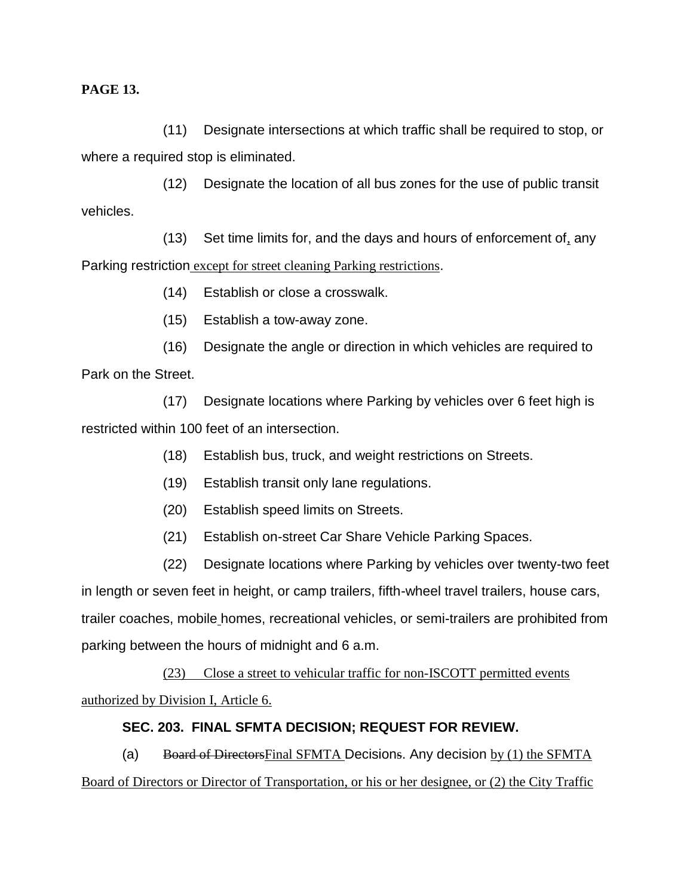**PAGE 13.**

(11) Designate intersections at which traffic shall be required to stop, or where a required stop is eliminated.

(12) Designate the location of all bus zones for the use of public transit vehicles.

(13) Set time limits for, and the days and hours of enforcement of, any Parking restriction except for street cleaning Parking restrictions.

(14) Establish or close a crosswalk.

(15) Establish a tow-away zone.

(16) Designate the angle or direction in which vehicles are required to Park on the Street.

(17) Designate locations where Parking by vehicles over 6 feet high is restricted within 100 feet of an intersection.

(18) Establish bus, truck, and weight restrictions on Streets.

(19) Establish transit only lane regulations.

(20) Establish speed limits on Streets.

(21) Establish on-street Car Share Vehicle Parking Spaces.

(22) Designate locations where Parking by vehicles over twenty-two feet in length or seven feet in height, or camp trailers, fifth-wheel travel trailers, house cars, trailer coaches, mobile homes, recreational vehicles, or semi-trailers are prohibited from parking between the hours of midnight and 6 a.m.

(23) Close a street to vehicular traffic for non-ISCOTT permitted events authorized by Division I, Article 6.

**SEC. 203. FINAL SFMTA DECISION; REQUEST FOR REVIEW.**

(a) ~~Board of Directors~~Final SFMTA Decision~~s~~. Any decision by (1) the SFMTA Board of Directors or Director of Transportation, or his or her designee, or (2) the City Traffic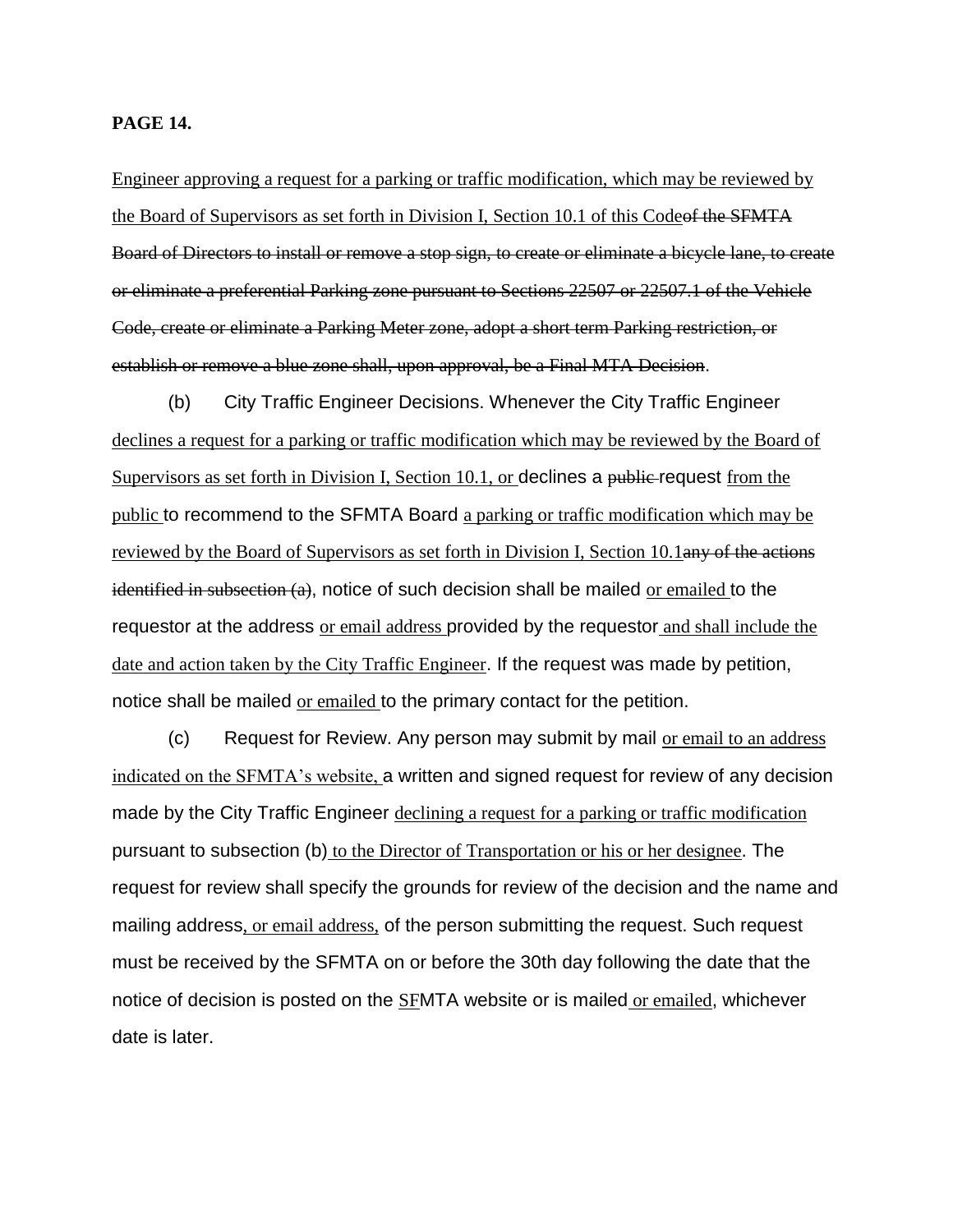**PAGE 14.**

Engineer approving a request for a parking or traffic modification, which may be reviewed by the Board of Supervisors as set forth in Division I, Section 10.1 of this Codeof the SFMTA Board of Directors to install or remove a stop sign, to create or eliminate a bicycle lane, to create or eliminate a preferential Parking zone pursuant to Sections 22507 or 22507.1 of the Vehicle Code, create or eliminate a Parking Meter zone, adopt a short term Parking restriction, or establish or remove a blue zone shall, upon approval, be a Final MTA Decision.

(b) City Traffic Engineer Decisions. Whenever the City Traffic Engineer declines a request for a parking or traffic modification which may be reviewed by the Board of Supervisors as set forth in Division I, Section 10.1, or declines a public request from the public to recommend to the SFMTA Board a parking or traffic modification which may be reviewed by the Board of Supervisors as set forth in Division I, Section 10.1any of the actions identified in subsection (a), notice of such decision shall be mailed or emailed to the requestor at the address or email address provided by the requestor and shall include the date and action taken by the City Traffic Engineer. If the request was made by petition, notice shall be mailed or emailed to the primary contact for the petition.

(c) Request for Review. Any person may submit by mail or email to an address indicated on the SFMTA's website, a written and signed request for review of any decision made by the City Traffic Engineer declining a request for a parking or traffic modification pursuant to subsection (b) to the Director of Transportation or his or her designee. The request for review shall specify the grounds for review of the decision and the name and mailing address, or email address, of the person submitting the request. Such request must be received by the SFMTA on or before the 30th day following the date that the notice of decision is posted on the SFMTA website or is mailed or emailed, whichever date is later.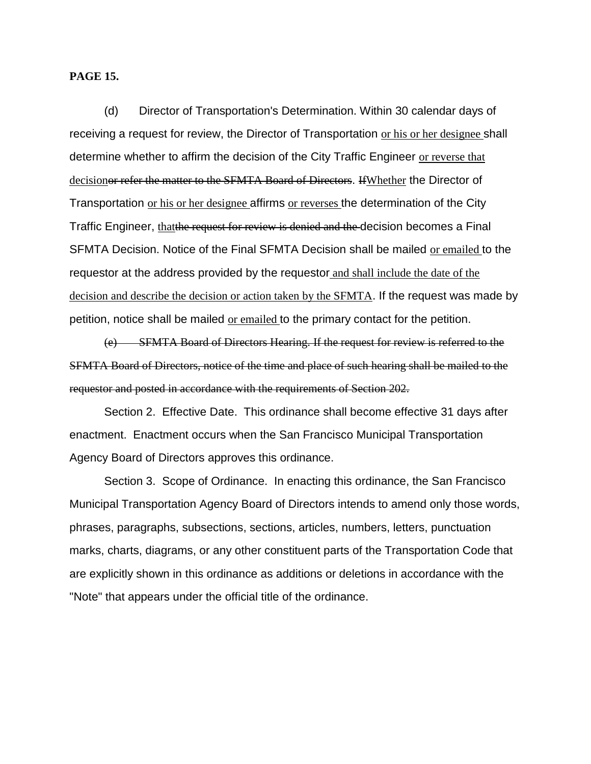(d) Director of Transportation's Determination. Within 30 calendar days of receiving a request for review, the Director of Transportation <u>or his or her designee</u> shall determine whether to affirm the decision of the City Traffic Engineer <u>or reverse that decision</u>~~or refer the matter to the SFMTA Board of Directors~~. ~~If~~<u>Whether</u> the Director of Transportation <u>or his or her designee</u> affirms <u>or reverses</u> the determination of the City Traffic Engineer, <u>that</u>~~the request for review is denied and the~~ decision becomes a Final SFMTA Decision. Notice of the Final SFMTA Decision shall be mailed <u>or emailed</u> to the requestor at the address provided by the requestor <u>and shall include the date of the decision and describe the decision or action taken by the SFMTA</u>. If the request was made by petition, notice shall be mailed <u>or emailed</u> to the primary contact for the petition.

~~(e) SFMTA Board of Directors Hearing. If the request for review is referred to the SFMTA Board of Directors, notice of the time and place of such hearing shall be mailed to the requestor and posted in accordance with the requirements of Section 202.~~

Section 2. Effective Date. This ordinance shall become effective 31 days after enactment. Enactment occurs when the San Francisco Municipal Transportation Agency Board of Directors approves this ordinance.

Section 3. Scope of Ordinance. In enacting this ordinance, the San Francisco Municipal Transportation Agency Board of Directors intends to amend only those words, phrases, paragraphs, subsections, sections, articles, numbers, letters, punctuation marks, charts, diagrams, or any other constituent parts of the Transportation Code that are explicitly shown in this ordinance as additions or deletions in accordance with the "Note" that appears under the official title of the ordinance.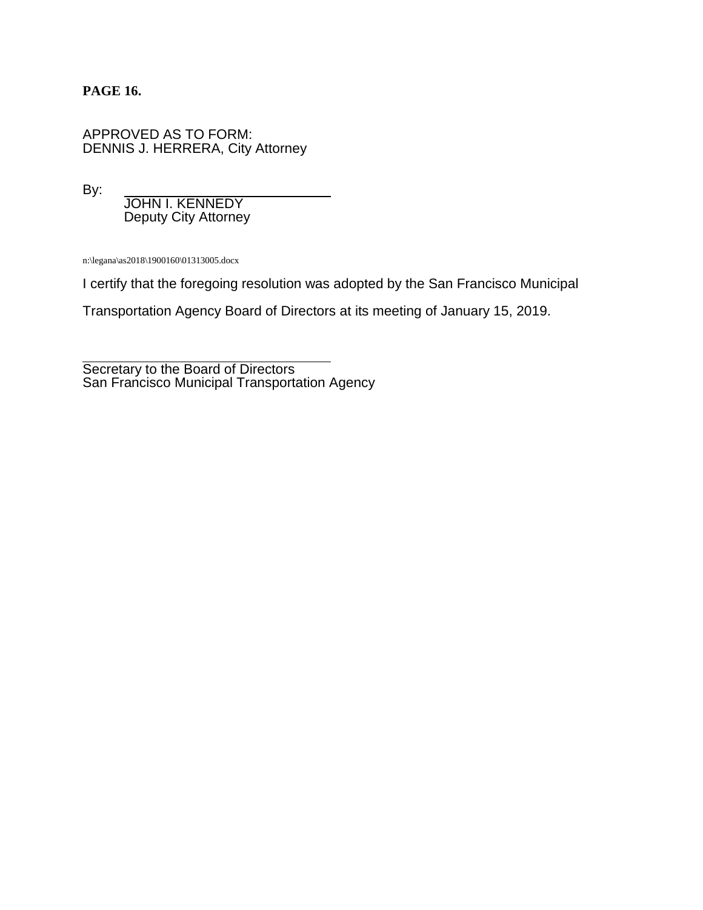**PAGE 16.**

APPROVED AS TO FORM:
DENNIS J. HERRERA, City Attorney

By: ______________________________
JOHN I. KENNEDY
Deputy City Attorney

n:\legana\as2018\1900160\01313005.docx

I certify that the foregoing resolution was adopted by the San Francisco Municipal Transportation Agency Board of Directors at its meeting of January 15, 2019.

______________________________
Secretary to the Board of Directors
San Francisco Municipal Transportation Agency